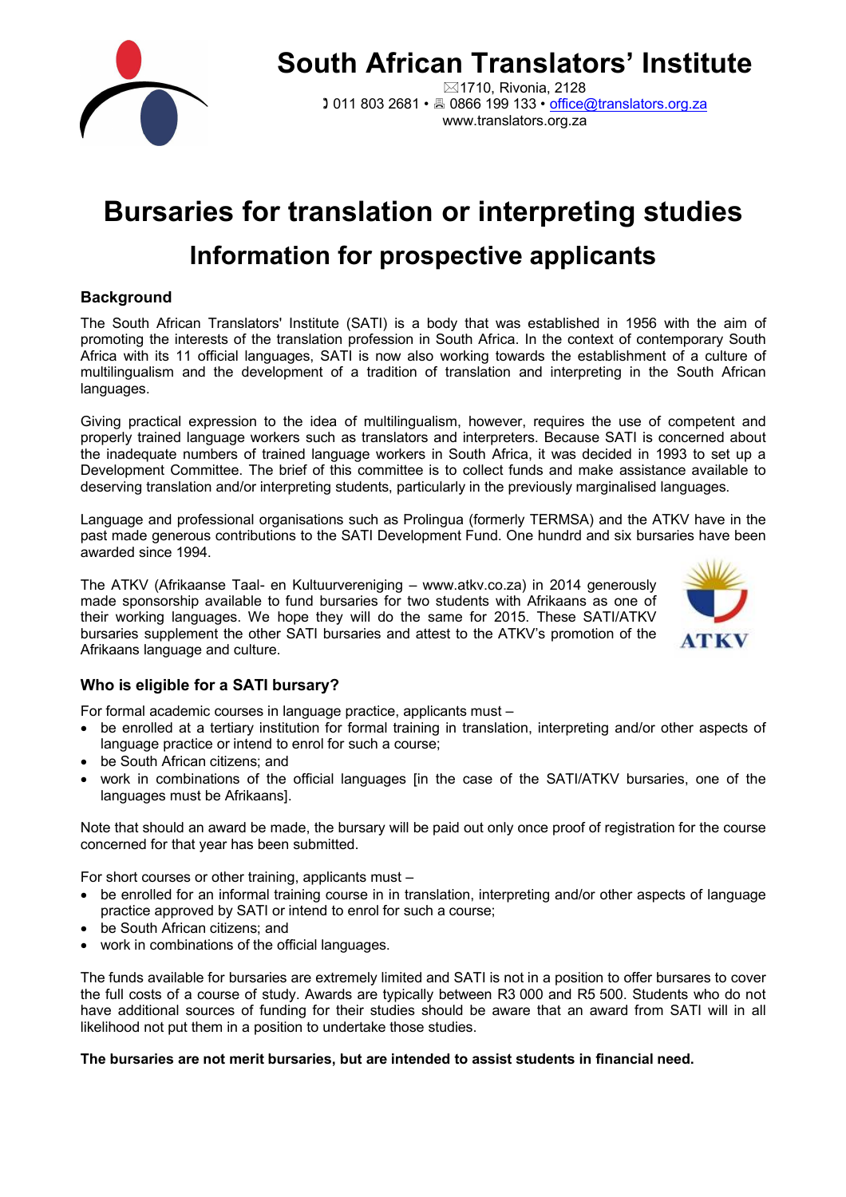# South African Translators' Institute

✉1710, Rivonia, 2128
☎ 011 803 2681 • 🖷 0866 199 133 • office@translators.org.za
www.translators.org.za

# Bursaries for translation or interpreting studies

## Information for prospective applicants

### Background

The South African Translators' Institute (SATI) is a body that was established in 1956 with the aim of promoting the interests of the translation profession in South Africa. In the context of contemporary South Africa with its 11 official languages, SATI is now also working towards the establishment of a culture of multilingualism and the development of a tradition of translation and interpreting in the South African languages.

Giving practical expression to the idea of multilingualism, however, requires the use of competent and properly trained language workers such as translators and interpreters. Because SATI is concerned about the inadequate numbers of trained language workers in South Africa, it was decided in 1993 to set up a Development Committee. The brief of this committee is to collect funds and make assistance available to deserving translation and/or interpreting students, particularly in the previously marginalised languages.

Language and professional organisations such as Prolingua (formerly TERMSA) and the ATKV have in the past made generous contributions to the SATI Development Fund. One hundrd and six bursaries have been awarded since 1994.

The ATKV (Afrikaanse Taal- en Kultuurvereniging – www.atkv.co.za) in 2014 generously made sponsorship available to fund bursaries for two students with Afrikaans as one of their working languages. We hope they will do the same for 2015. These SATI/ATKV bursaries supplement the other SATI bursaries and attest to the ATKV's promotion of the Afrikaans language and culture.

### Who is eligible for a SATI bursary?

For formal academic courses in language practice, applicants must –

- be enrolled at a tertiary institution for formal training in translation, interpreting and/or other aspects of language practice or intend to enrol for such a course;
- be South African citizens; and
- work in combinations of the official languages [in the case of the SATI/ATKV bursaries, one of the languages must be Afrikaans].

Note that should an award be made, the bursary will be paid out only once proof of registration for the course concerned for that year has been submitted.

For short courses or other training, applicants must –

- be enrolled for an informal training course in in translation, interpreting and/or other aspects of language practice approved by SATI or intend to enrol for such a course;
- be South African citizens; and
- work in combinations of the official languages.

The funds available for bursaries are extremely limited and SATI is not in a position to offer bursaries to cover the full costs of a course of study. Awards are typically between R3 000 and R5 500. Students who do not have additional sources of funding for their studies should be aware that an award from SATI will in all likelihood not put them in a position to undertake those studies.

**The bursaries are not merit bursaries, but are intended to assist students in financial need.**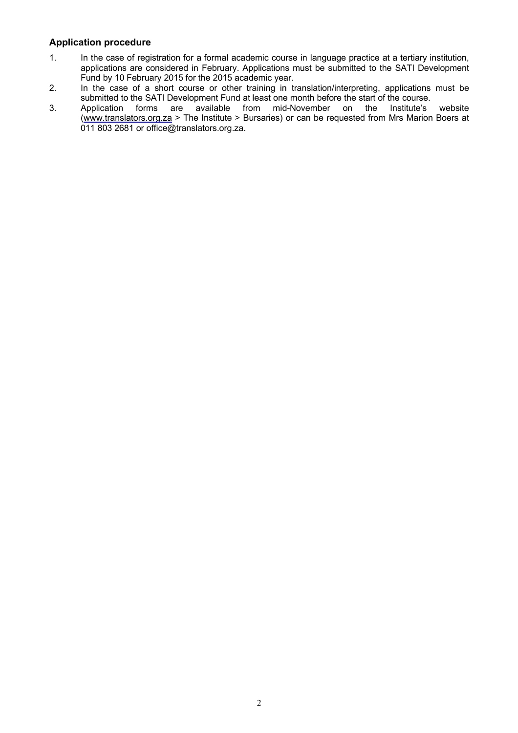### Application procedure

1. In the case of registration for a formal academic course in language practice at a tertiary institution, applications are considered in February. Applications must be submitted to the SATI Development Fund by 10 February 2015 for the 2015 academic year.
2. In the case of a short course or other training in translation/interpreting, applications must be submitted to the SATI Development Fund at least one month before the start of the course.
3. Application forms are available from mid-November on the Institute's website (www.translators.org.za > The Institute > Bursaries) or can be requested from Mrs Marion Boers at 011 803 2681 or office@translators.org.za.